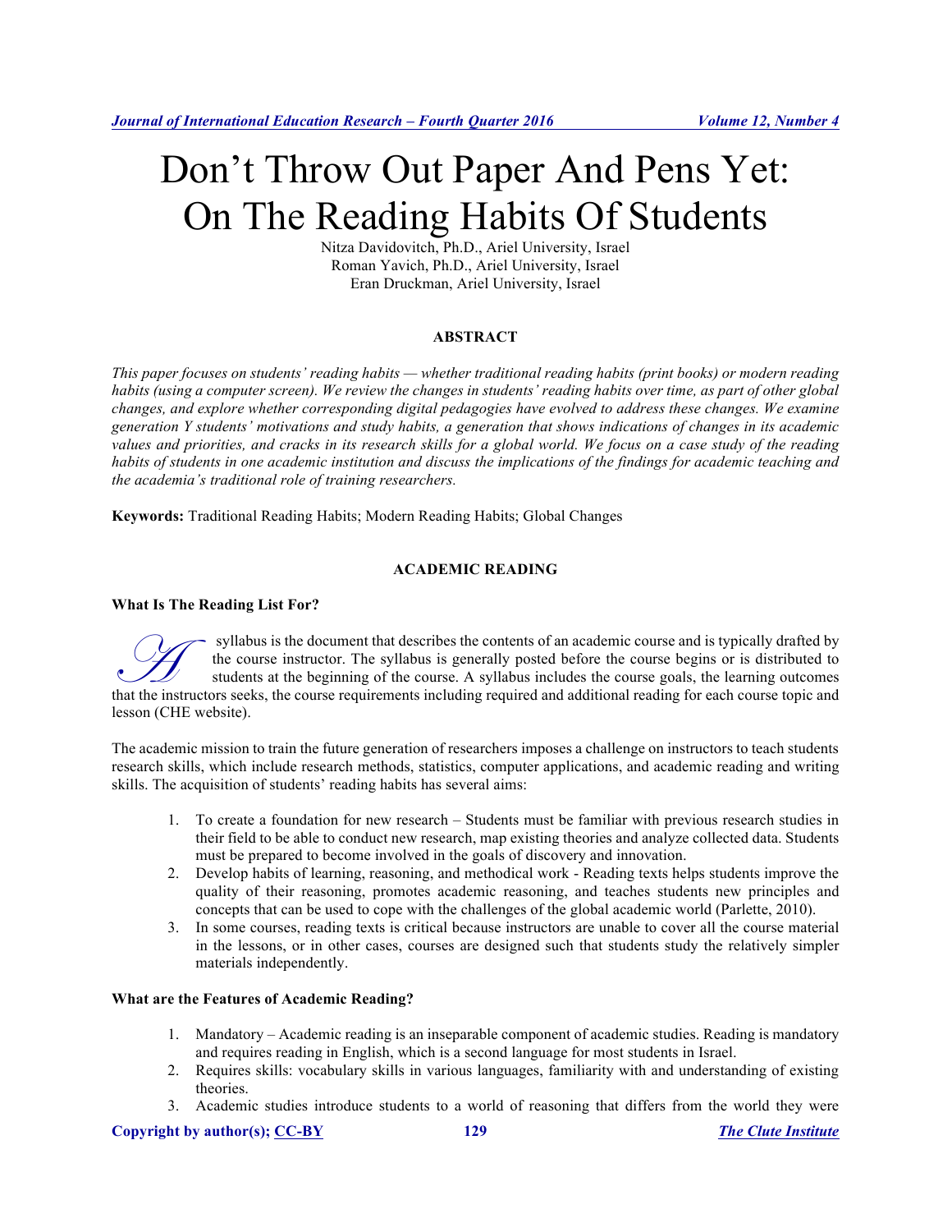# Don't Throw Out Paper And Pens Yet: On The Reading Habits Of Students

Nitza Davidovitch, Ph.D., Ariel University, Israel
Roman Yavich, Ph.D., Ariel University, Israel
Eran Druckman, Ariel University, Israel

## ABSTRACT

*This paper focuses on students' reading habits — whether traditional reading habits (print books) or modern reading habits (using a computer screen). We review the changes in students' reading habits over time, as part of other global changes, and explore whether corresponding digital pedagogies have evolved to address these changes. We examine generation Y students' motivations and study habits, a generation that shows indications of changes in its academic values and priorities, and cracks in its research skills for a global world. We focus on a case study of the reading habits of students in one academic institution and discuss the implications of the findings for academic teaching and the academia's traditional role of training researchers.*

**Keywords:** Traditional Reading Habits; Modern Reading Habits; Global Changes

## ACADEMIC READING

### What Is The Reading List For?

A syllabus is the document that describes the contents of an academic course and is typically drafted by the course instructor. The syllabus is generally posted before the course begins or is distributed to students at the beginning of the course. A syllabus includes the course goals, the learning outcomes that the instructors seeks, the course requirements including required and additional reading for each course topic and lesson (CHE website).

The academic mission to train the future generation of researchers imposes a challenge on instructors to teach students research skills, which include research methods, statistics, computer applications, and academic reading and writing skills. The acquisition of students' reading habits has several aims:

1. To create a foundation for new research – Students must be familiar with previous research studies in their field to be able to conduct new research, map existing theories and analyze collected data. Students must be prepared to become involved in the goals of discovery and innovation.
2. Develop habits of learning, reasoning, and methodical work - Reading texts helps students improve the quality of their reasoning, promotes academic reasoning, and teaches students new principles and concepts that can be used to cope with the challenges of the global academic world (Parlette, 2010).
3. In some courses, reading texts is critical because instructors are unable to cover all the course material in the lessons, or in other cases, courses are designed such that students study the relatively simpler materials independently.

### What are the Features of Academic Reading?

1. Mandatory – Academic reading is an inseparable component of academic studies. Reading is mandatory and requires reading in English, which is a second language for most students in Israel.
2. Requires skills: vocabulary skills in various languages, familiarity with and understanding of existing theories.
3. Academic studies introduce students to a world of reasoning that differs from the world they were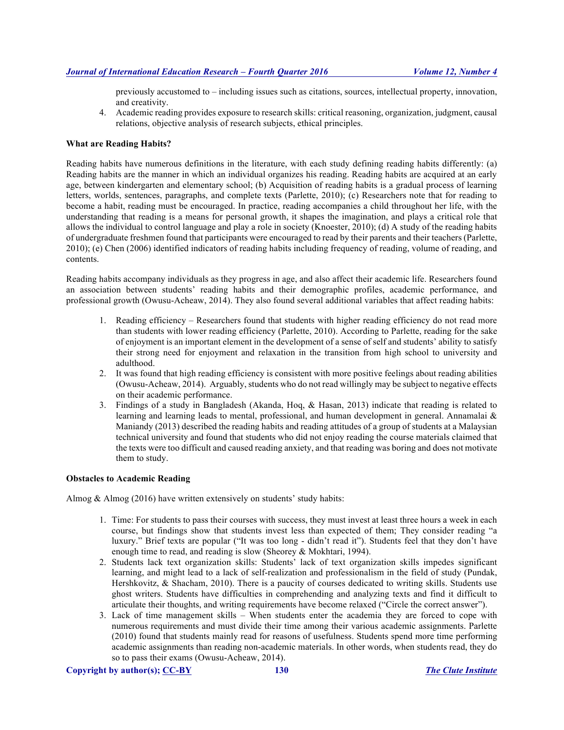previously accustomed to – including issues such as citations, sources, intellectual property, innovation, and creativity.

4. Academic reading provides exposure to research skills: critical reasoning, organization, judgment, causal relations, objective analysis of research subjects, ethical principles.

**What are Reading Habits?**

Reading habits have numerous definitions in the literature, with each study defining reading habits differently: (a) Reading habits are the manner in which an individual organizes his reading. Reading habits are acquired at an early age, between kindergarten and elementary school; (b) Acquisition of reading habits is a gradual process of learning letters, worlds, sentences, paragraphs, and complete texts (Parlette, 2010); (c) Researchers note that for reading to become a habit, reading must be encouraged. In practice, reading accompanies a child throughout her life, with the understanding that reading is a means for personal growth, it shapes the imagination, and plays a critical role that allows the individual to control language and play a role in society (Knoester, 2010); (d) A study of the reading habits of undergraduate freshmen found that participants were encouraged to read by their parents and their teachers (Parlette, 2010); (e) Chen (2006) identified indicators of reading habits including frequency of reading, volume of reading, and contents.

Reading habits accompany individuals as they progress in age, and also affect their academic life. Researchers found an association between students' reading habits and their demographic profiles, academic performance, and professional growth (Owusu-Acheaw, 2014). They also found several additional variables that affect reading habits:

1. Reading efficiency – Researchers found that students with higher reading efficiency do not read more than students with lower reading efficiency (Parlette, 2010). According to Parlette, reading for the sake of enjoyment is an important element in the development of a sense of self and students' ability to satisfy their strong need for enjoyment and relaxation in the transition from high school to university and adulthood.
2. It was found that high reading efficiency is consistent with more positive feelings about reading abilities (Owusu-Acheaw, 2014). Arguably, students who do not read willingly may be subject to negative effects on their academic performance.
3. Findings of a study in Bangladesh (Akanda, Hoq, & Hasan, 2013) indicate that reading is related to learning and learning leads to mental, professional, and human development in general. Annamalai & Maniandy (2013) described the reading habits and reading attitudes of a group of students at a Malaysian technical university and found that students who did not enjoy reading the course materials claimed that the texts were too difficult and caused reading anxiety, and that reading was boring and does not motivate them to study.

**Obstacles to Academic Reading**

Almog & Almog (2016) have written extensively on students' study habits:

1. Time: For students to pass their courses with success, they must invest at least three hours a week in each course, but findings show that students invest less than expected of them; They consider reading "a luxury." Brief texts are popular ("It was too long - didn't read it"). Students feel that they don't have enough time to read, and reading is slow (Sheorey & Mokhtari, 1994).
2. Students lack text organization skills: Students' lack of text organization skills impedes significant learning, and might lead to a lack of self-realization and professionalism in the field of study (Pundak, Hershkovitz, & Shacham, 2010). There is a paucity of courses dedicated to writing skills. Students use ghost writers. Students have difficulties in comprehending and analyzing texts and find it difficult to articulate their thoughts, and writing requirements have become relaxed ("Circle the correct answer").
3. Lack of time management skills – When students enter the academia they are forced to cope with numerous requirements and must divide their time among their various academic assignments. Parlette (2010) found that students mainly read for reasons of usefulness. Students spend more time performing academic assignments than reading non-academic materials. In other words, when students read, they do so to pass their exams (Owusu-Acheaw, 2014).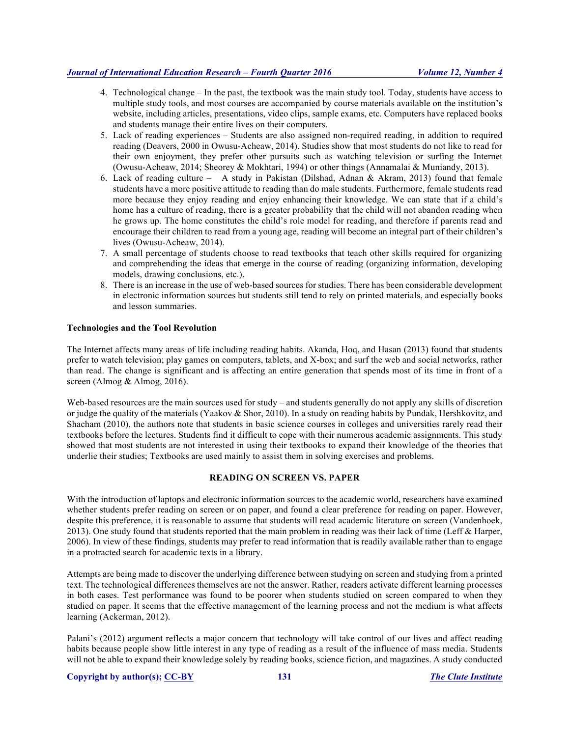4. Technological change – In the past, the textbook was the main study tool. Today, students have access to multiple study tools, and most courses are accompanied by course materials available on the institution's website, including articles, presentations, video clips, sample exams, etc. Computers have replaced books and students manage their entire lives on their computers.
5. Lack of reading experiences – Students are also assigned non-required reading, in addition to required reading (Deavers, 2000 in Owusu-Acheaw, 2014). Studies show that most students do not like to read for their own enjoyment, they prefer other pursuits such as watching television or surfing the Internet (Owusu-Acheaw, 2014; Sheorey & Mokhtari, 1994) or other things (Annamalai & Muniandy, 2013).
6. Lack of reading culture – A study in Pakistan (Dilshad, Adnan & Akram, 2013) found that female students have a more positive attitude to reading than do male students. Furthermore, female students read more because they enjoy reading and enjoy enhancing their knowledge. We can state that if a child's home has a culture of reading, there is a greater probability that the child will not abandon reading when he grows up. The home constitutes the child's role model for reading, and therefore if parents read and encourage their children to read from a young age, reading will become an integral part of their children's lives (Owusu-Acheaw, 2014).
7. A small percentage of students choose to read textbooks that teach other skills required for organizing and comprehending the ideas that emerge in the course of reading (organizing information, developing models, drawing conclusions, etc.).
8. There is an increase in the use of web-based sources for studies. There has been considerable development in electronic information sources but students still tend to rely on printed materials, and especially books and lesson summaries.

**Technologies and the Tool Revolution**

The Internet affects many areas of life including reading habits. Akanda, Hoq, and Hasan (2013) found that students prefer to watch television; play games on computers, tablets, and X-box; and surf the web and social networks, rather than read. The change is significant and is affecting an entire generation that spends most of its time in front of a screen (Almog & Almog, 2016).

Web-based resources are the main sources used for study – and students generally do not apply any skills of discretion or judge the quality of the materials (Yaakov & Shor, 2010). In a study on reading habits by Pundak, Hershkovitz, and Shacham (2010), the authors note that students in basic science courses in colleges and universities rarely read their textbooks before the lectures. Students find it difficult to cope with their numerous academic assignments. This study showed that most students are not interested in using their textbooks to expand their knowledge of the theories that underlie their studies; Textbooks are used mainly to assist them in solving exercises and problems.

## READING ON SCREEN VS. PAPER

With the introduction of laptops and electronic information sources to the academic world, researchers have examined whether students prefer reading on screen or on paper, and found a clear preference for reading on paper. However, despite this preference, it is reasonable to assume that students will read academic literature on screen (Vandenhoek, 2013). One study found that students reported that the main problem in reading was their lack of time (Leff & Harper, 2006). In view of these findings, students may prefer to read information that is readily available rather than to engage in a protracted search for academic texts in a library.

Attempts are being made to discover the underlying difference between studying on screen and studying from a printed text. The technological differences themselves are not the answer. Rather, readers activate different learning processes in both cases. Test performance was found to be poorer when students studied on screen compared to when they studied on paper. It seems that the effective management of the learning process and not the medium is what affects learning (Ackerman, 2012).

Palani's (2012) argument reflects a major concern that technology will take control of our lives and affect reading habits because people show little interest in any type of reading as a result of the influence of mass media. Students will not be able to expand their knowledge solely by reading books, science fiction, and magazines. A study conducted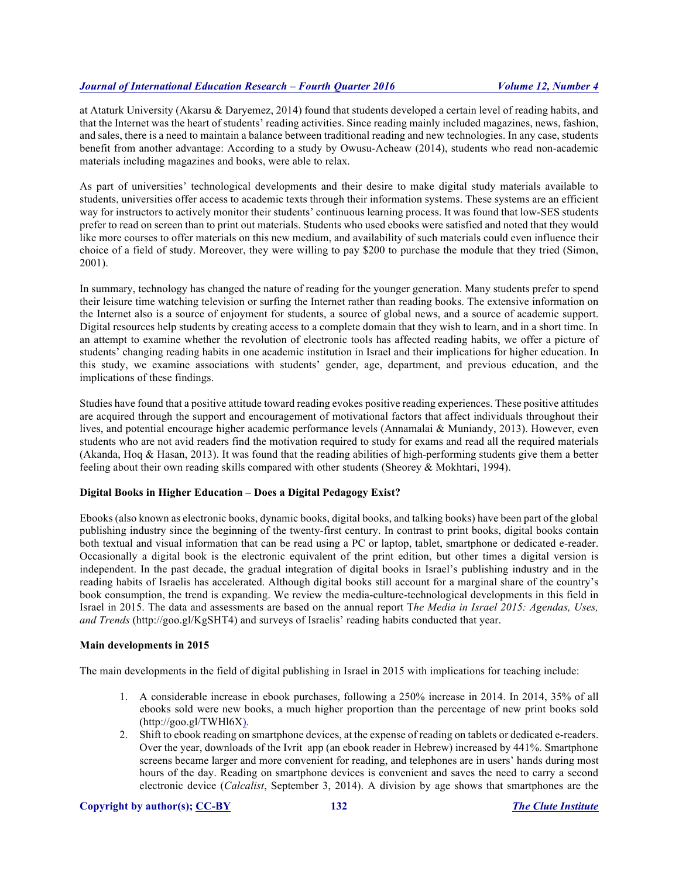at Ataturk University (Akarsu & Daryemez, 2014) found that students developed a certain level of reading habits, and that the Internet was the heart of students' reading activities. Since reading mainly included magazines, news, fashion, and sales, there is a need to maintain a balance between traditional reading and new technologies. In any case, students benefit from another advantage: According to a study by Owusu-Acheaw (2014), students who read non-academic materials including magazines and books, were able to relax.

As part of universities' technological developments and their desire to make digital study materials available to students, universities offer access to academic texts through their information systems. These systems are an efficient way for instructors to actively monitor their students' continuous learning process. It was found that low-SES students prefer to read on screen than to print out materials. Students who used ebooks were satisfied and noted that they would like more courses to offer materials on this new medium, and availability of such materials could even influence their choice of a field of study. Moreover, they were willing to pay $200 to purchase the module that they tried (Simon, 2001).

In summary, technology has changed the nature of reading for the younger generation. Many students prefer to spend their leisure time watching television or surfing the Internet rather than reading books. The extensive information on the Internet also is a source of enjoyment for students, a source of global news, and a source of academic support. Digital resources help students by creating access to a complete domain that they wish to learn, and in a short time. In an attempt to examine whether the revolution of electronic tools has affected reading habits, we offer a picture of students' changing reading habits in one academic institution in Israel and their implications for higher education. In this study, we examine associations with students' gender, age, department, and previous education, and the implications of these findings.

Studies have found that a positive attitude toward reading evokes positive reading experiences. These positive attitudes are acquired through the support and encouragement of motivational factors that affect individuals throughout their lives, and potential encourage higher academic performance levels (Annamalai & Muniandy, 2013). However, even students who are not avid readers find the motivation required to study for exams and read all the required materials (Akanda, Hoq & Hasan, 2013). It was found that the reading abilities of high-performing students give them a better feeling about their own reading skills compared with other students (Sheorey & Mokhtari, 1994).

**Digital Books in Higher Education – Does a Digital Pedagogy Exist?**

Ebooks (also known as electronic books, dynamic books, digital books, and talking books) have been part of the global publishing industry since the beginning of the twenty-first century. In contrast to print books, digital books contain both textual and visual information that can be read using a PC or laptop, tablet, smartphone or dedicated e-reader. Occasionally a digital book is the electronic equivalent of the print edition, but other times a digital version is independent. In the past decade, the gradual integration of digital books in Israel's publishing industry and in the reading habits of Israelis has accelerated. Although digital books still account for a marginal share of the country's book consumption, the trend is expanding. We review the media-culture-technological developments in this field in Israel in 2015. The data and assessments are based on the annual report T*he Media in Israel 2015: Agendas, Uses, and Trends* (http://goo.gl/KgSHT4) and surveys of Israelis' reading habits conducted that year.

**Main developments in 2015**

The main developments in the field of digital publishing in Israel in 2015 with implications for teaching include:

1. A considerable increase in ebook purchases, following a 250% increase in 2014. In 2014, 35% of all ebooks sold were new books, a much higher proportion than the percentage of new print books sold (http://goo.gl/TWHl6X).
2. Shift to ebook reading on smartphone devices, at the expense of reading on tablets or dedicated e-readers. Over the year, downloads of the Ivrit app (an ebook reader in Hebrew) increased by 441%. Smartphone screens became larger and more convenient for reading, and telephones are in users' hands during most hours of the day. Reading on smartphone devices is convenient and saves the need to carry a second electronic device (*Calcalist*, September 3, 2014). A division by age shows that smartphones are the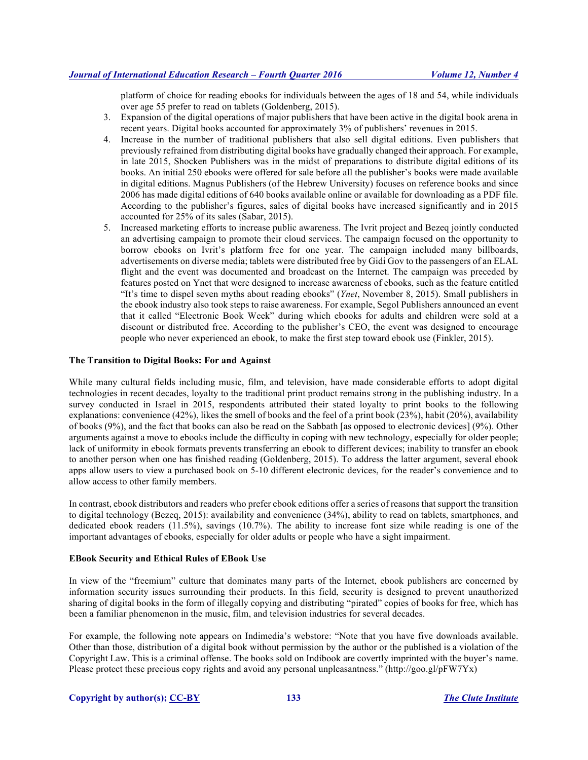platform of choice for reading ebooks for individuals between the ages of 18 and 54, while individuals over age 55 prefer to read on tablets (Goldenberg, 2015).

3. Expansion of the digital operations of major publishers that have been active in the digital book arena in recent years. Digital books accounted for approximately 3% of publishers' revenues in 2015.
4. Increase in the number of traditional publishers that also sell digital editions. Even publishers that previously refrained from distributing digital books have gradually changed their approach. For example, in late 2015, Shocken Publishers was in the midst of preparations to distribute digital editions of its books. An initial 250 ebooks were offered for sale before all the publisher's books were made available in digital editions. Magnus Publishers (of the Hebrew University) focuses on reference books and since 2006 has made digital editions of 640 books available online or available for downloading as a PDF file. According to the publisher's figures, sales of digital books have increased significantly and in 2015 accounted for 25% of its sales (Sabar, 2015).
5. Increased marketing efforts to increase public awareness. The Ivrit project and Bezeq jointly conducted an advertising campaign to promote their cloud services. The campaign focused on the opportunity to borrow ebooks on Ivrit's platform free for one year. The campaign included many billboards, advertisements on diverse media; tablets were distributed free by Gidi Gov to the passengers of an ELAL flight and the event was documented and broadcast on the Internet. The campaign was preceded by features posted on Ynet that were designed to increase awareness of ebooks, such as the feature entitled "It's time to dispel seven myths about reading ebooks" (*Ynet*, November 8, 2015). Small publishers in the ebook industry also took steps to raise awareness. For example, Segol Publishers announced an event that it called "Electronic Book Week" during which ebooks for adults and children were sold at a discount or distributed free. According to the publisher's CEO, the event was designed to encourage people who never experienced an ebook, to make the first step toward ebook use (Finkler, 2015).

**The Transition to Digital Books: For and Against**

While many cultural fields including music, film, and television, have made considerable efforts to adopt digital technologies in recent decades, loyalty to the traditional print product remains strong in the publishing industry. In a survey conducted in Israel in 2015, respondents attributed their stated loyalty to print books to the following explanations: convenience (42%), likes the smell of books and the feel of a print book (23%), habit (20%), availability of books (9%), and the fact that books can also be read on the Sabbath [as opposed to electronic devices] (9%). Other arguments against a move to ebooks include the difficulty in coping with new technology, especially for older people; lack of uniformity in ebook formats prevents transferring an ebook to different devices; inability to transfer an ebook to another person when one has finished reading (Goldenberg, 2015). To address the latter argument, several ebook apps allow users to view a purchased book on 5-10 different electronic devices, for the reader's convenience and to allow access to other family members.

In contrast, ebook distributors and readers who prefer ebook editions offer a series of reasons that support the transition to digital technology (Bezeq, 2015): availability and convenience (34%), ability to read on tablets, smartphones, and dedicated ebook readers (11.5%), savings (10.7%). The ability to increase font size while reading is one of the important advantages of ebooks, especially for older adults or people who have a sight impairment.

**EBook Security and Ethical Rules of EBook Use**

In view of the "freemium" culture that dominates many parts of the Internet, ebook publishers are concerned by information security issues surrounding their products. In this field, security is designed to prevent unauthorized sharing of digital books in the form of illegally copying and distributing "pirated" copies of books for free, which has been a familiar phenomenon in the music, film, and television industries for several decades.

For example, the following note appears on Indimedia's webstore: "Note that you have five downloads available. Other than those, distribution of a digital book without permission by the author or the published is a violation of the Copyright Law. This is a criminal offense. The books sold on Indibook are covertly imprinted with the buyer's name. Please protect these precious copy rights and avoid any personal unpleasantness." (http://goo.gl/pFW7Yx)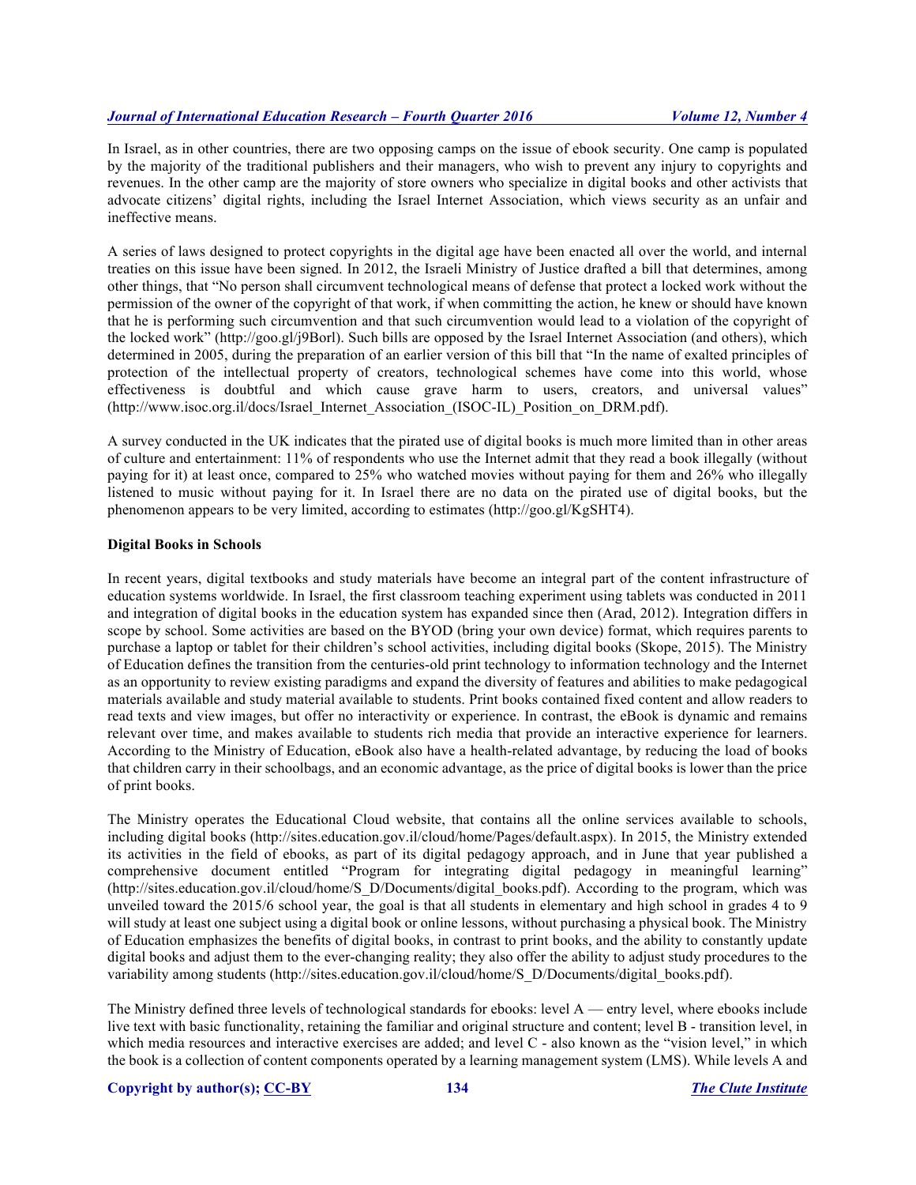In Israel, as in other countries, there are two opposing camps on the issue of ebook security. One camp is populated by the majority of the traditional publishers and their managers, who wish to prevent any injury to copyrights and revenues. In the other camp are the majority of store owners who specialize in digital books and other activists that advocate citizens' digital rights, including the Israel Internet Association, which views security as an unfair and ineffective means.

A series of laws designed to protect copyrights in the digital age have been enacted all over the world, and internal treaties on this issue have been signed. In 2012, the Israeli Ministry of Justice drafted a bill that determines, among other things, that "No person shall circumvent technological means of defense that protect a locked work without the permission of the owner of the copyright of that work, if when committing the action, he knew or should have known that he is performing such circumvention and that such circumvention would lead to a violation of the copyright of the locked work" (http://goo.gl/j9Borl). Such bills are opposed by the Israel Internet Association (and others), which determined in 2005, during the preparation of an earlier version of this bill that "In the name of exalted principles of protection of the intellectual property of creators, technological schemes have come into this world, whose effectiveness is doubtful and which cause grave harm to users, creators, and universal values" (http://www.isoc.org.il/docs/Israel_Internet_Association_(ISOC-IL)_Position_on_DRM.pdf).

A survey conducted in the UK indicates that the pirated use of digital books is much more limited than in other areas of culture and entertainment: 11% of respondents who use the Internet admit that they read a book illegally (without paying for it) at least once, compared to 25% who watched movies without paying for them and 26% who illegally listened to music without paying for it. In Israel there are no data on the pirated use of digital books, but the phenomenon appears to be very limited, according to estimates (http://goo.gl/KgSHT4).

**Digital Books in Schools**

In recent years, digital textbooks and study materials have become an integral part of the content infrastructure of education systems worldwide. In Israel, the first classroom teaching experiment using tablets was conducted in 2011 and integration of digital books in the education system has expanded since then (Arad, 2012). Integration differs in scope by school. Some activities are based on the BYOD (bring your own device) format, which requires parents to purchase a laptop or tablet for their children's school activities, including digital books (Skope, 2015). The Ministry of Education defines the transition from the centuries-old print technology to information technology and the Internet as an opportunity to review existing paradigms and expand the diversity of features and abilities to make pedagogical materials available and study material available to students. Print books contained fixed content and allow readers to read texts and view images, but offer no interactivity or experience. In contrast, the eBook is dynamic and remains relevant over time, and makes available to students rich media that provide an interactive experience for learners. According to the Ministry of Education, eBook also have a health-related advantage, by reducing the load of books that children carry in their schoolbags, and an economic advantage, as the price of digital books is lower than the price of print books.

The Ministry operates the Educational Cloud website, that contains all the online services available to schools, including digital books (http://sites.education.gov.il/cloud/home/Pages/default.aspx). In 2015, the Ministry extended its activities in the field of ebooks, as part of its digital pedagogy approach, and in June that year published a comprehensive document entitled "Program for integrating digital pedagogy in meaningful learning" (http://sites.education.gov.il/cloud/home/S_D/Documents/digital_books.pdf). According to the program, which was unveiled toward the 2015/6 school year, the goal is that all students in elementary and high school in grades 4 to 9 will study at least one subject using a digital book or online lessons, without purchasing a physical book. The Ministry of Education emphasizes the benefits of digital books, in contrast to print books, and the ability to constantly update digital books and adjust them to the ever-changing reality; they also offer the ability to adjust study procedures to the variability among students (http://sites.education.gov.il/cloud/home/S_D/Documents/digital_books.pdf).

The Ministry defined three levels of technological standards for ebooks: level A — entry level, where ebooks include live text with basic functionality, retaining the familiar and original structure and content; level B - transition level, in which media resources and interactive exercises are added; and level C - also known as the "vision level," in which the book is a collection of content components operated by a learning management system (LMS). While levels A and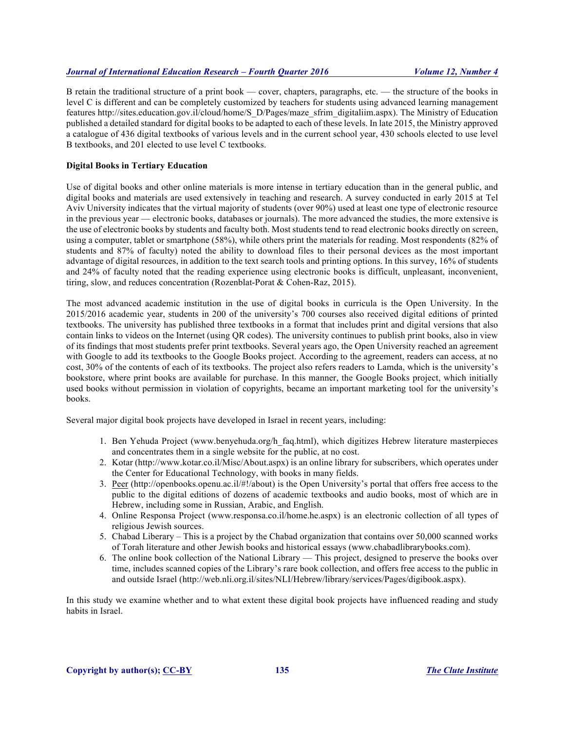B retain the traditional structure of a print book — cover, chapters, paragraphs, etc. — the structure of the books in level C is different and can be completely customized by teachers for students using advanced learning management features http://sites.education.gov.il/cloud/home/S_D/Pages/maze_sfrim_digitaliim.aspx). The Ministry of Education published a detailed standard for digital books to be adapted to each of these levels. In late 2015, the Ministry approved a catalogue of 436 digital textbooks of various levels and in the current school year, 430 schools elected to use level B textbooks, and 201 elected to use level C textbooks.

**Digital Books in Tertiary Education**

Use of digital books and other online materials is more intense in tertiary education than in the general public, and digital books and materials are used extensively in teaching and research. A survey conducted in early 2015 at Tel Aviv University indicates that the virtual majority of students (over 90%) used at least one type of electronic resource in the previous year — electronic books, databases or journals). The more advanced the studies, the more extensive is the use of electronic books by students and faculty both. Most students tend to read electronic books directly on screen, using a computer, tablet or smartphone (58%), while others print the materials for reading. Most respondents (82% of students and 87% of faculty) noted the ability to download files to their personal devices as the most important advantage of digital resources, in addition to the text search tools and printing options. In this survey, 16% of students and 24% of faculty noted that the reading experience using electronic books is difficult, unpleasant, inconvenient, tiring, slow, and reduces concentration (Rozenblat-Porat & Cohen-Raz, 2015).

The most advanced academic institution in the use of digital books in curricula is the Open University. In the 2015/2016 academic year, students in 200 of the university's 700 courses also received digital editions of printed textbooks. The university has published three textbooks in a format that includes print and digital versions that also contain links to videos on the Internet (using QR codes). The university continues to publish print books, also in view of its findings that most students prefer print textbooks. Several years ago, the Open University reached an agreement with Google to add its textbooks to the Google Books project. According to the agreement, readers can access, at no cost, 30% of the contents of each of its textbooks. The project also refers readers to Lamda, which is the university's bookstore, where print books are available for purchase. In this manner, the Google Books project, which initially used books without permission in violation of copyrights, became an important marketing tool for the university's books.

Several major digital book projects have developed in Israel in recent years, including:

1. Ben Yehuda Project (www.benyehuda.org/h_faq.html), which digitizes Hebrew literature masterpieces and concentrates them in a single website for the public, at no cost.
2. Kotar (http://www.kotar.co.il/Misc/About.aspx) is an online library for subscribers, which operates under the Center for Educational Technology, with books in many fields.
3. Peer (http://openbooks.openu.ac.il/#!/about) is the Open University's portal that offers free access to the public to the digital editions of dozens of academic textbooks and audio books, most of which are in Hebrew, including some in Russian, Arabic, and English.
4. Online Responsa Project (www.responsa.co.il/home.he.aspx) is an electronic collection of all types of religious Jewish sources.
5. Chabad Liberary – This is a project by the Chabad organization that contains over 50,000 scanned works of Torah literature and other Jewish books and historical essays (www.chabadlibrarybooks.com).
6. The online book collection of the National Library — This project, designed to preserve the books over time, includes scanned copies of the Library's rare book collection, and offers free access to the public in and outside Israel (http://web.nli.org.il/sites/NLI/Hebrew/library/services/Pages/digibook.aspx).

In this study we examine whether and to what extent these digital book projects have influenced reading and study habits in Israel.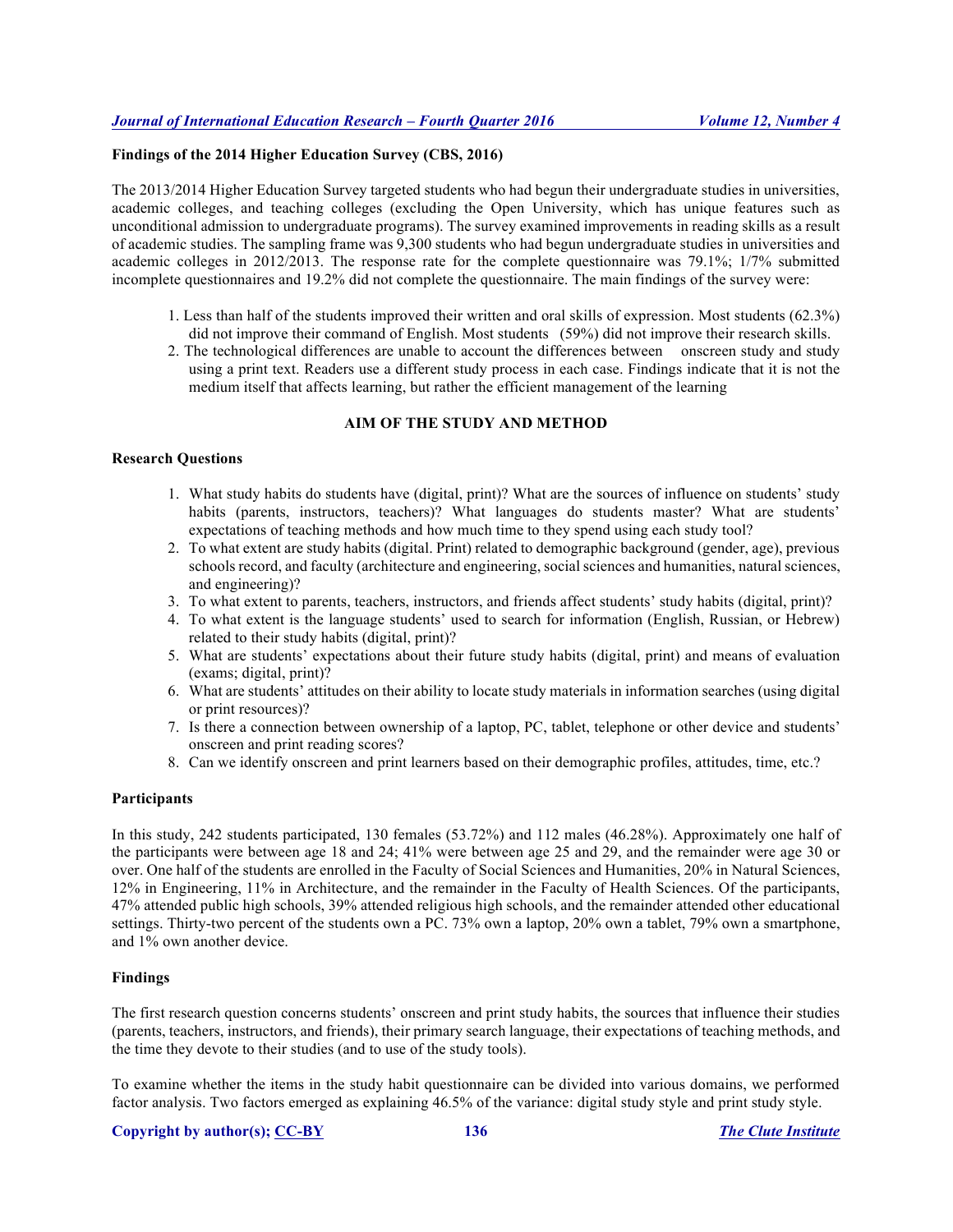**Findings of the 2014 Higher Education Survey (CBS, 2016)**

The 2013/2014 Higher Education Survey targeted students who had begun their undergraduate studies in universities, academic colleges, and teaching colleges (excluding the Open University, which has unique features such as unconditional admission to undergraduate programs). The survey examined improvements in reading skills as a result of academic studies. The sampling frame was 9,300 students who had begun undergraduate studies in universities and academic colleges in 2012/2013. The response rate for the complete questionnaire was 79.1%; 1/7% submitted incomplete questionnaires and 19.2% did not complete the questionnaire. The main findings of the survey were:

1. Less than half of the students improved their written and oral skills of expression. Most students (62.3%) did not improve their command of English. Most students (59%) did not improve their research skills.
2. The technological differences are unable to account the differences between onscreen study and study using a print text. Readers use a different study process in each case. Findings indicate that it is not the medium itself that affects learning, but rather the efficient management of the learning

## AIM OF THE STUDY AND METHOD

### Research Questions

1. What study habits do students have (digital, print)? What are the sources of influence on students' study habits (parents, instructors, teachers)? What languages do students master? What are students' expectations of teaching methods and how much time to they spend using each study tool?
2. To what extent are study habits (digital. Print) related to demographic background (gender, age), previous schools record, and faculty (architecture and engineering, social sciences and humanities, natural sciences, and engineering)?
3. To what extent to parents, teachers, instructors, and friends affect students' study habits (digital, print)?
4. To what extent is the language students' used to search for information (English, Russian, or Hebrew) related to their study habits (digital, print)?
5. What are students' expectations about their future study habits (digital, print) and means of evaluation (exams; digital, print)?
6. What are students' attitudes on their ability to locate study materials in information searches (using digital or print resources)?
7. Is there a connection between ownership of a laptop, PC, tablet, telephone or other device and students' onscreen and print reading scores?
8. Can we identify onscreen and print learners based on their demographic profiles, attitudes, time, etc.?

### Participants

In this study, 242 students participated, 130 females (53.72%) and 112 males (46.28%). Approximately one half of the participants were between age 18 and 24; 41% were between age 25 and 29, and the remainder were age 30 or over. One half of the students are enrolled in the Faculty of Social Sciences and Humanities, 20% in Natural Sciences, 12% in Engineering, 11% in Architecture, and the remainder in the Faculty of Health Sciences. Of the participants, 47% attended public high schools, 39% attended religious high schools, and the remainder attended other educational settings. Thirty-two percent of the students own a PC. 73% own a laptop, 20% own a tablet, 79% own a smartphone, and 1% own another device.

### Findings

The first research question concerns students' onscreen and print study habits, the sources that influence their studies (parents, teachers, instructors, and friends), their primary search language, their expectations of teaching methods, and the time they devote to their studies (and to use of the study tools).

To examine whether the items in the study habit questionnaire can be divided into various domains, we performed factor analysis. Two factors emerged as explaining 46.5% of the variance: digital study style and print study style.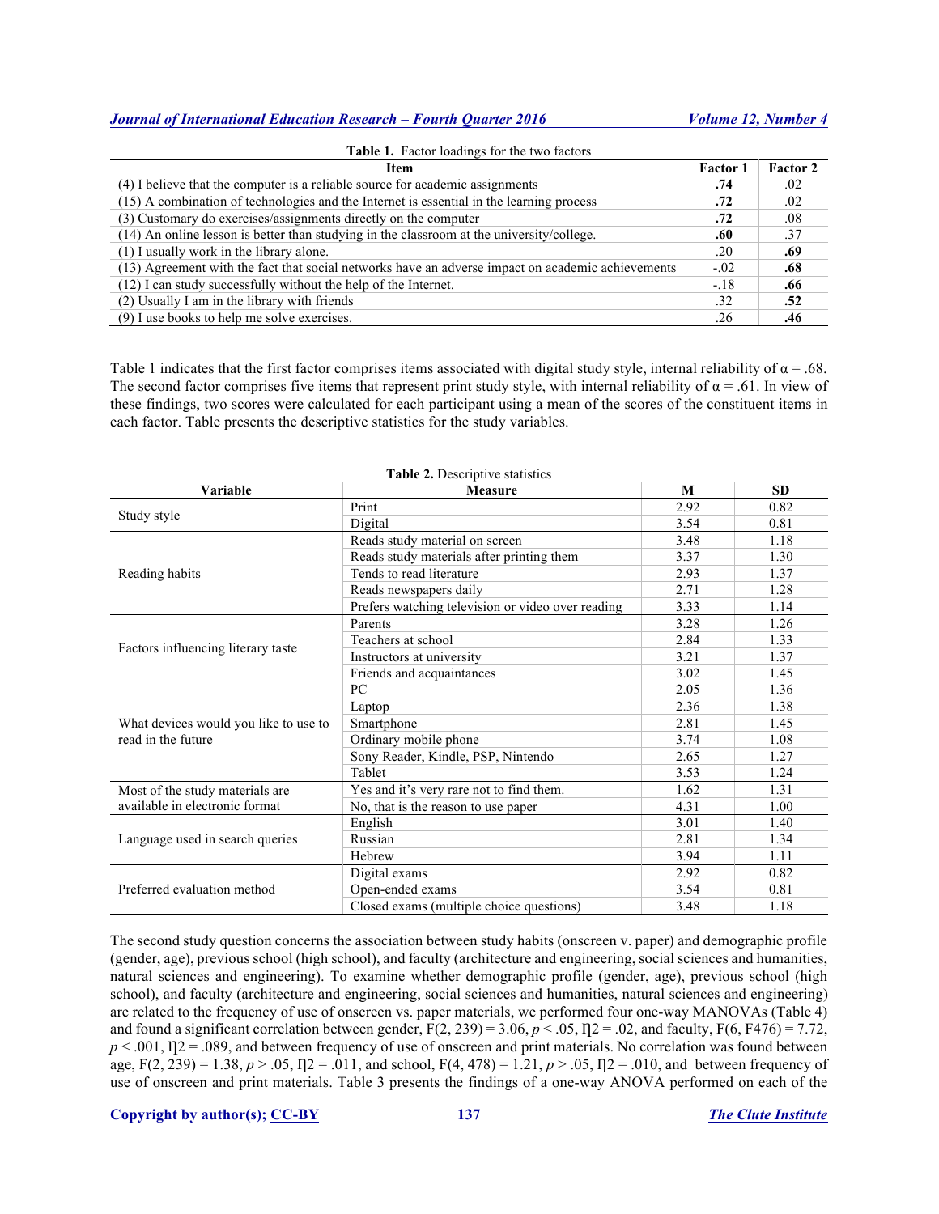**Table 1.** Factor loadings for the two factors

| Item | Factor 1 | Factor 2 |
|---|---|---|
| (4) I believe that the computer is a reliable source for academic assignments | **.74** | .02 |
| (15) A combination of technologies and the Internet is essential in the learning process | **.72** | .02 |
| (3) Customary do exercises/assignments directly on the computer | **.72** | .08 |
| (14) An online lesson is better than studying in the classroom at the university/college. | **.60** | .37 |
| (1) I usually work in the library alone. | .20 | **.69** |
| (13) Agreement with the fact that social networks have an adverse impact on academic achievements | -.02 | **.68** |
| (12) I can study successfully without the help of the Internet. | -.18 | **.66** |
| (2) Usually I am in the library with friends | .32 | **.52** |
| (9) I use books to help me solve exercises. | .26 | **.46** |

Table 1 indicates that the first factor comprises items associated with digital study style, internal reliability of $\alpha = .68$. The second factor comprises five items that represent print study style, with internal reliability of $\alpha = .61$. In view of these findings, two scores were calculated for each participant using a mean of the scores of the constituent items in each factor. Table presents the descriptive statistics for the study variables.

**Table 2.** Descriptive statistics

| Variable | Measure | M | SD |
|---|---|---|---|
| Study style | Print | 2.92 | 0.82 |
| | Digital | 3.54 | 0.81 |
| Reading habits | Reads study material on screen | 3.48 | 1.18 |
| | Reads study materials after printing them | 3.37 | 1.30 |
| | Tends to read literature | 2.93 | 1.37 |
| | Reads newspapers daily | 2.71 | 1.28 |
| | Prefers watching television or video over reading | 3.33 | 1.14 |
| Factors influencing literary taste | Parents | 3.28 | 1.26 |
| | Teachers at school | 2.84 | 1.33 |
| | Instructors at university | 3.21 | 1.37 |
| | Friends and acquaintances | 3.02 | 1.45 |
| What devices would you like to use to read in the future | PC | 2.05 | 1.36 |
| | Laptop | 2.36 | 1.38 |
| | Smartphone | 2.81 | 1.45 |
| | Ordinary mobile phone | 3.74 | 1.08 |
| | Sony Reader, Kindle, PSP, Nintendo | 2.65 | 1.27 |
| | Tablet | 3.53 | 1.24 |
| Most of the study materials are available in electronic format | Yes and it's very rare not to find them. | 1.62 | 1.31 |
| | No, that is the reason to use paper | 4.31 | 1.00 |
| Language used in search queries | English | 3.01 | 1.40 |
| | Russian | 2.81 | 1.34 |
| | Hebrew | 3.94 | 1.11 |
| Preferred evaluation method | Digital exams | 2.92 | 0.82 |
| | Open-ended exams | 3.54 | 0.81 |
| | Closed exams (multiple choice questions) | 3.48 | 1.18 |

The second study question concerns the association between study habits (onscreen v. paper) and demographic profile (gender, age), previous school (high school), and faculty (architecture and engineering, social sciences and humanities, natural sciences and engineering). To examine whether demographic profile (gender, age), previous school (high school), and faculty (architecture and engineering, social sciences and humanities, natural sciences and engineering) are related to the frequency of use of onscreen vs. paper materials, we performed four one-way MANOVAs (Table 4) and found a significant correlation between gender, $F(2, 239) = 3.06$, $p < .05$, $\eta^2 = .02$, and faculty, $F(6, F476) = 7.72$, $p < .001$, $\eta^2 = .089$, and between frequency of use of onscreen and print materials. No correlation was found between age, $F(2, 239) = 1.38$, $p > .05$, $\eta^2 = .011$, and school, $F(4, 478) = 1.21$, $p > .05$, $\eta^2 = .010$, and between frequency of use of onscreen and print materials. Table 3 presents the findings of a one-way ANOVA performed on each of the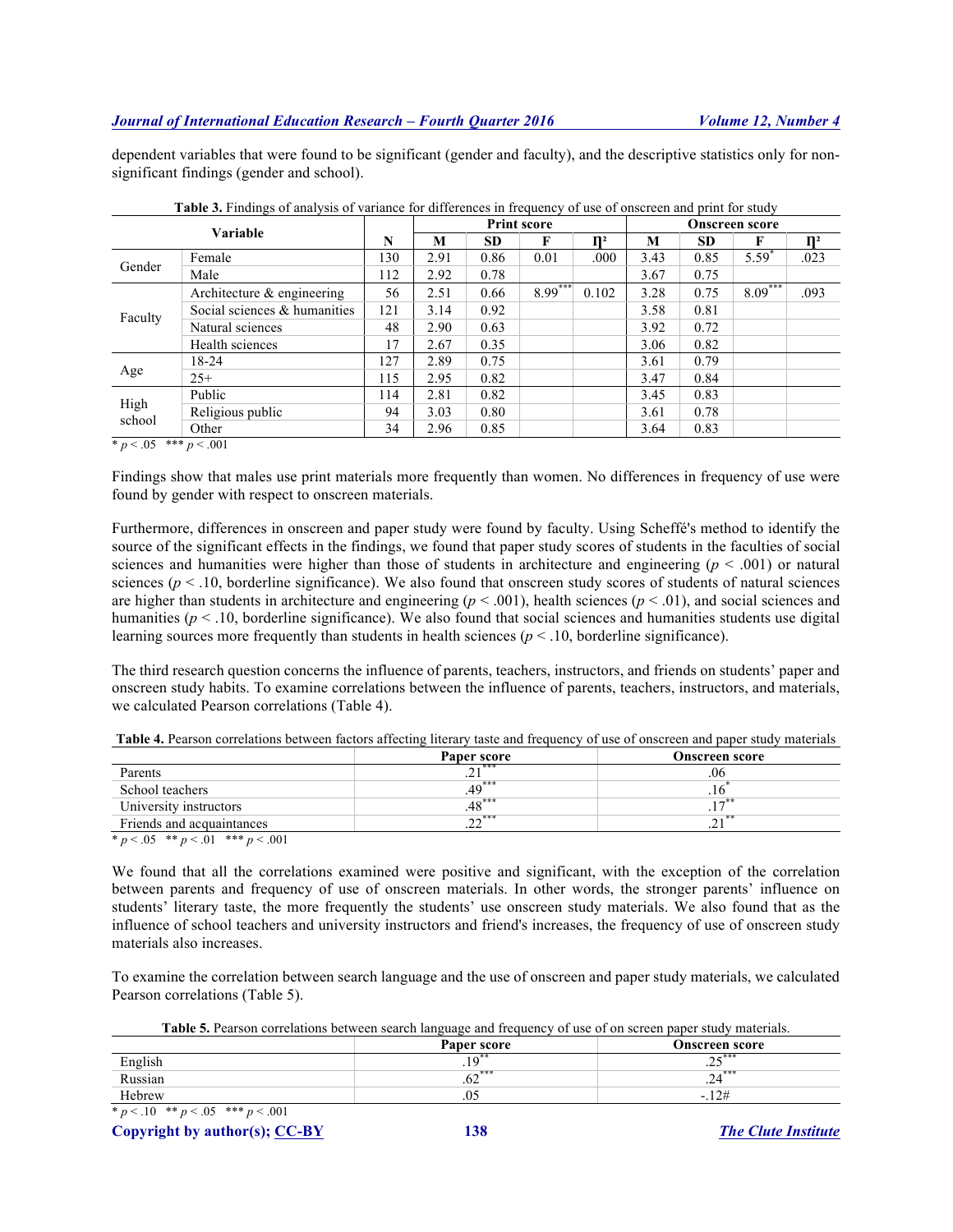dependent variables that were found to be significant (gender and faculty), and the descriptive statistics only for non-significant findings (gender and school).

**Table 3.** Findings of analysis of variance for differences in frequency of use of onscreen and print for study

| Variable | | N | Print score | | | | Onscreen score | | | |
|---|---|---|---|---|---|---|---|---|---|---|
| | | | M | SD | F | η² | M | SD | F | η² |
| Gender | Female | 130 | 2.91 | 0.86 | 0.01 | .000 | 3.43 | 0.85 | 5.59* | .023 |
| | Male | 112 | 2.92 | 0.78 | | | 3.67 | 0.75 | | |
| Faculty | Architecture & engineering | 56 | 2.51 | 0.66 | 8.99*** | 0.102 | 3.28 | 0.75 | 8.09*** | .093 |
| | Social sciences & humanities | 121 | 3.14 | 0.92 | | | 3.58 | 0.81 | | |
| | Natural sciences | 48 | 2.90 | 0.63 | | | 3.92 | 0.72 | | |
| | Health sciences | 17 | 2.67 | 0.35 | | | 3.06 | 0.82 | | |
| Age | 18-24 | 127 | 2.89 | 0.75 | | | 3.61 | 0.79 | | |
| | 25+ | 115 | 2.95 | 0.82 | | | 3.47 | 0.84 | | |
| High school | Public | 114 | 2.81 | 0.82 | | | 3.45 | 0.83 | | |
| | Religious public | 94 | 3.03 | 0.80 | | | 3.61 | 0.78 | | |
| | Other | 34 | 2.96 | 0.85 | | | 3.64 | 0.83 | | |

* $p < .05$ *** $p < .001$

Findings show that males use print materials more frequently than women. No differences in frequency of use were found by gender with respect to onscreen materials.

Furthermore, differences in onscreen and paper study were found by faculty. Using Scheffé's method to identify the source of the significant effects in the findings, we found that paper study scores of students in the faculties of social sciences and humanities were higher than those of students in architecture and engineering ($p < .001$) or natural sciences ($p < .10$, borderline significance). We also found that onscreen study scores of students of natural sciences are higher than students in architecture and engineering ($p < .001$), health sciences ($p < .01$), and social sciences and humanities ($p < .10$, borderline significance). We also found that social sciences and humanities students use digital learning sources more frequently than students in health sciences ($p < .10$, borderline significance).

The third research question concerns the influence of parents, teachers, instructors, and friends on students' paper and onscreen study habits. To examine correlations between the influence of parents, teachers, instructors, and materials, we calculated Pearson correlations (Table 4).

**Table 4.** Pearson correlations between factors affecting literary taste and frequency of use of onscreen and paper study materials

| | Paper score | Onscreen score |
|---|---|---|
| Parents | .21*** | .06 |
| School teachers | .49*** | .16* |
| University instructors | .48*** | .17** |
| Friends and acquaintances | .22*** | .21** |

* $p < .05$ ** $p < .01$ *** $p < .001$

We found that all the correlations examined were positive and significant, with the exception of the correlation between parents and frequency of use of onscreen materials. In other words, the stronger parents' influence on students' literary taste, the more frequently the students' use onscreen study materials. We also found that as the influence of school teachers and university instructors and friend's increases, the frequency of use of onscreen study materials also increases.

To examine the correlation between search language and the use of onscreen and paper study materials, we calculated Pearson correlations (Table 5).

**Table 5.** Pearson correlations between search language and frequency of use of on screen paper study materials.

| | Paper score | Onscreen score |
|---|---|---|
| English | .19** | .25*** |
| Russian | .62*** | .24*** |
| Hebrew | .05 | -.12# |

* $p < .10$ ** $p < .05$ *** $p < .001$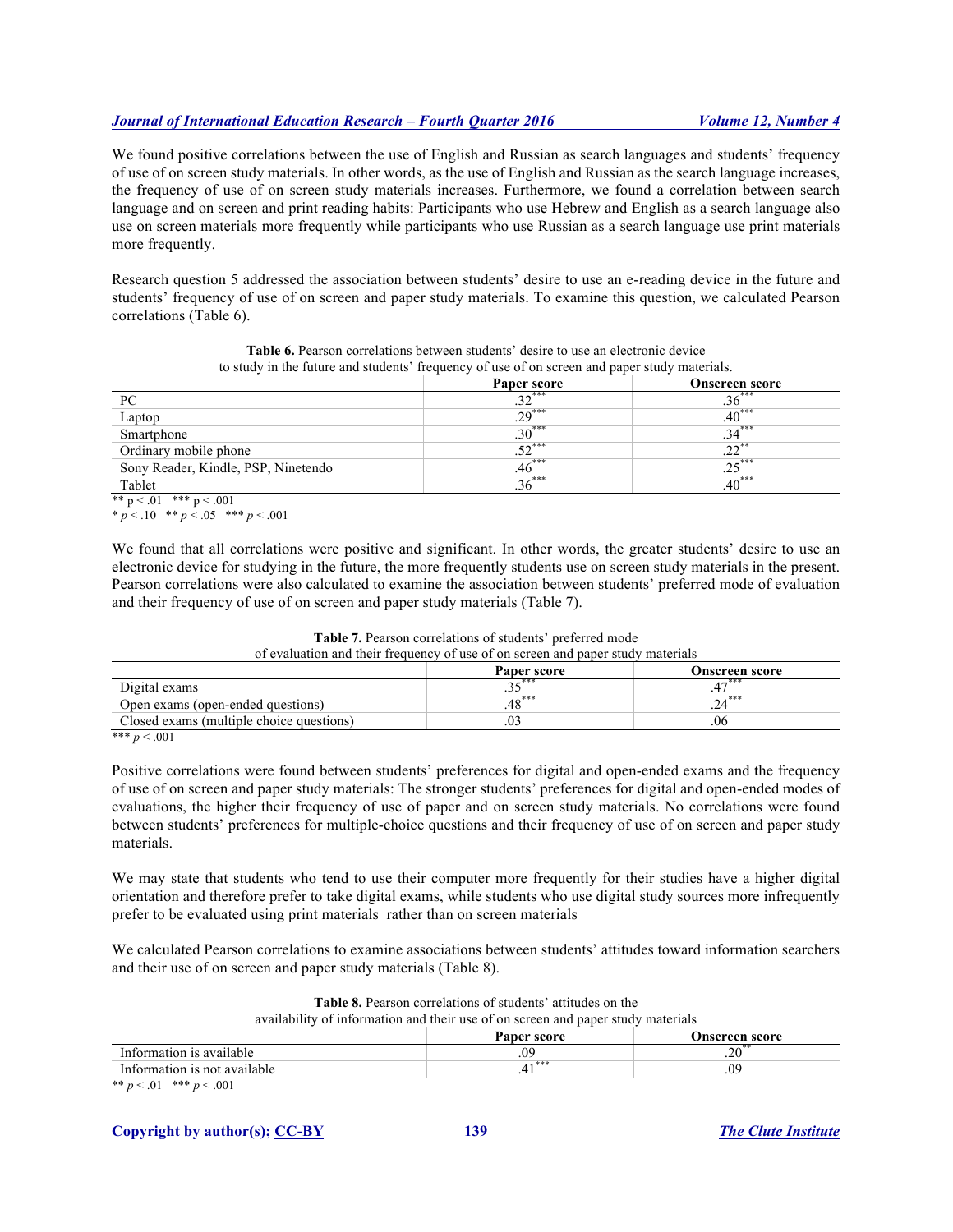We found positive correlations between the use of English and Russian as search languages and students' frequency of use of on screen study materials. In other words, as the use of English and Russian as the search language increases, the frequency of use of on screen study materials increases. Furthermore, we found a correlation between search language and on screen and print reading habits: Participants who use Hebrew and English as a search language also use on screen materials more frequently while participants who use Russian as a search language use print materials more frequently.

Research question 5 addressed the association between students' desire to use an e-reading device in the future and students' frequency of use of on screen and paper study materials. To examine this question, we calculated Pearson correlations (Table 6).

**Table 6.** Pearson correlations between students' desire to use an electronic device to study in the future and students' frequency of use of on screen and paper study materials.

| | Paper score | Onscreen score |
|---|---|---|
| PC | .32*** | .36*** |
| Laptop | .29*** | .40*** |
| Smartphone | .30*** | .34*** |
| Ordinary mobile phone | .52*** | .22** |
| Sony Reader, Kindle, PSP, Ninetendo | .46*** | .25*** |
| Tablet | .36*** | .40*** |

** p < .01 *** p < .001

* *p* < .10 ** *p* < .05 *** *p* < .001

We found that all correlations were positive and significant. In other words, the greater students' desire to use an electronic device for studying in the future, the more frequently students use on screen study materials in the present. Pearson correlations were also calculated to examine the association between students' preferred mode of evaluation and their frequency of use of on screen and paper study materials (Table 7).

**Table 7.** Pearson correlations of students' preferred mode of evaluation and their frequency of use of on screen and paper study materials

| | Paper score | Onscreen score |
|---|---|---|
| Digital exams | .35*** | .47*** |
| Open exams (open-ended questions) | .48*** | .24*** |
| Closed exams (multiple choice questions) | .03 | .06 |

*** *p* < .001

Positive correlations were found between students' preferences for digital and open-ended exams and the frequency of use of on screen and paper study materials: The stronger students' preferences for digital and open-ended modes of evaluations, the higher their frequency of use of paper and on screen study materials. No correlations were found between students' preferences for multiple-choice questions and their frequency of use of on screen and paper study materials.

We may state that students who tend to use their computer more frequently for their studies have a higher digital orientation and therefore prefer to take digital exams, while students who use digital study sources more infrequently prefer to be evaluated using print materials rather than on screen materials

We calculated Pearson correlations to examine associations between students' attitudes toward information searchers and their use of on screen and paper study materials (Table 8).

**Table 8.** Pearson correlations of students' attitudes on the availability of information and their use of on screen and paper study materials

| | Paper score | Onscreen score |
|---|---|---|
| Information is available | .09 | .20** |
| Information is not available | .41*** | .09 |

** *p* < .01 *** *p* < .001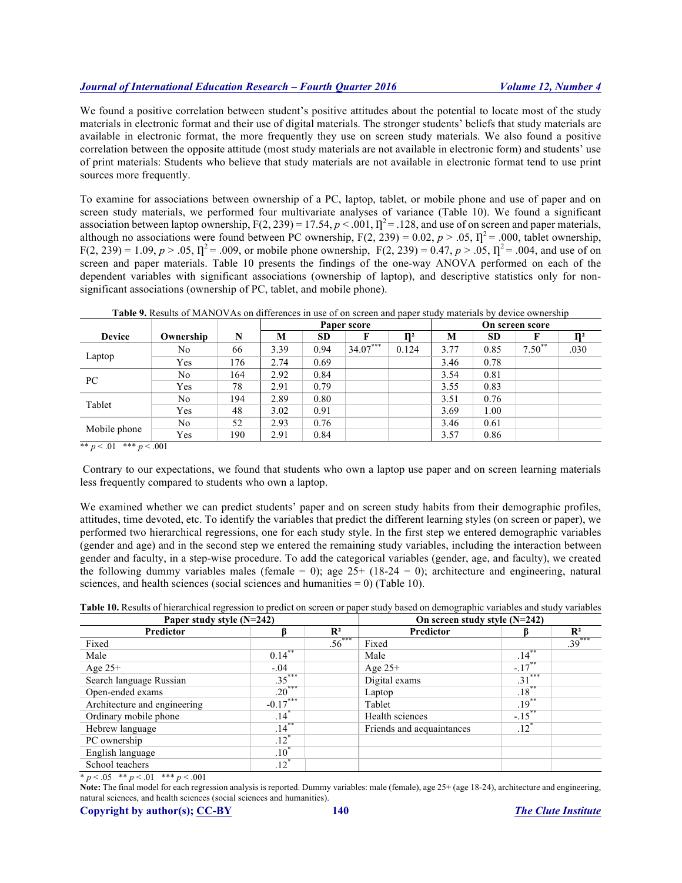We found a positive correlation between student's positive attitudes about the potential to locate most of the study materials in electronic format and their use of digital materials. The stronger students' beliefs that study materials are available in electronic format, the more frequently they use on screen study materials. We also found a positive correlation between the opposite attitude (most study materials are not available in electronic form) and students' use of print materials: Students who believe that study materials are not available in electronic format tend to use print sources more frequently.

To examine for associations between ownership of a PC, laptop, tablet, or mobile phone and use of paper and on screen study materials, we performed four multivariate analyses of variance (Table 10). We found a significant association between laptop ownership, $F(2, 239) = 17.54$, $p < .001$, $\eta^2 = .128$, and use of on screen and paper materials, although no associations were found between PC ownership, $F(2, 239) = 0.02$, $p > .05$, $\eta^2 = .000$, tablet ownership, $F(2, 239) = 1.09$, $p > .05$, $\eta^2 = .009$, or mobile phone ownership, $F(2, 239) = 0.47$, $p > .05$, $\eta^2 = .004$, and use of on screen and paper materials. Table 10 presents the findings of the one-way ANOVA performed on each of the dependent variables with significant associations (ownership of laptop), and descriptive statistics only for non-significant associations (ownership of PC, tablet, and mobile phone).

**Table 9.** Results of MANOVAs on differences in use of on screen and paper study materials by device ownership

| Device | Ownership | N | Paper score | | | | On screen score | | | |
|---|---|---|---|---|---|---|---|---|---|---|
| | | | M | SD | F | $\eta^2$ | M | SD | F | $\eta^2$ |
| Laptop | No | 66 | 3.39 | 0.94 | $34.07^{***}$ | 0.124 | 3.77 | 0.85 | $7.50^{**}$ | .030 |
| | Yes | 176 | 2.74 | 0.69 | | | 3.46 | 0.78 | | |
| PC | No | 164 | 2.92 | 0.84 | | | 3.54 | 0.81 | | |
| | Yes | 78 | 2.91 | 0.79 | | | 3.55 | 0.83 | | |
| Tablet | No | 194 | 2.89 | 0.80 | | | 3.51 | 0.76 | | |
| | Yes | 48 | 3.02 | 0.91 | | | 3.69 | 1.00 | | |
| Mobile phone | No | 52 | 2.93 | 0.76 | | | 3.46 | 0.61 | | |
| | Yes | 190 | 2.91 | 0.84 | | | 3.57 | 0.86 | | |

** $p < .01$ *** $p < .001$

Contrary to our expectations, we found that students who own a laptop use paper and on screen learning materials less frequently compared to students who own a laptop.

We examined whether we can predict students' paper and on screen study habits from their demographic profiles, attitudes, time devoted, etc. To identify the variables that predict the different learning styles (on screen or paper), we performed two hierarchical regressions, one for each study style. In the first step we entered demographic variables (gender and age) and in the second step we entered the remaining study variables, including the interaction between gender and faculty, in a step-wise procedure. To add the categorical variables (gender, age, and faculty), we created the following dummy variables males (female = 0); age 25+ (18-24 = 0); architecture and engineering, natural sciences, and health sciences (social sciences and humanities = 0) (Table 10).

**Table 10.** Results of hierarchical regression to predict on screen or paper study based on demographic variables and study variables

| Paper study style (N=242) | | | On screen study style (N=242) | | |
|---|---|---|---|---|---|
| Predictor | β | $R^2$ | Predictor | β | $R^2$ |
| Fixed | | $.56^{***}$ | Fixed | | $.39^{***}$ |
| Male | $0.14^{**}$ | | Male | $.14^{**}$ | |
| Age 25+ | -.04 | | Age 25+ | $-.17^{**}$ | |
| Search language Russian | $.35^{***}$ | | Digital exams | $.31^{***}$ | |
| Open-ended exams | $.20^{***}$ | | Laptop | $.18^{**}$ | |
| Architecture and engineering | $-0.17^{***}$ | | Tablet | $.19^{**}$ | |
| Ordinary mobile phone | $.14^{*}$ | | Health sciences | $-.15^{**}$ | |
| Hebrew language | $.14^{**}$ | | Friends and acquaintances | $.12^{*}$ | |
| PC ownership | $.12^{*}$ | | | | |
| English language | $.10^{*}$ | | | | |
| School teachers | $.12^{*}$ | | | | |

* $p < .05$ ** $p < .01$ *** $p < .001$

**Note:** The final model for each regression analysis is reported. Dummy variables: male (female), age 25+ (age 18-24), architecture and engineering, natural sciences, and health sciences (social sciences and humanities).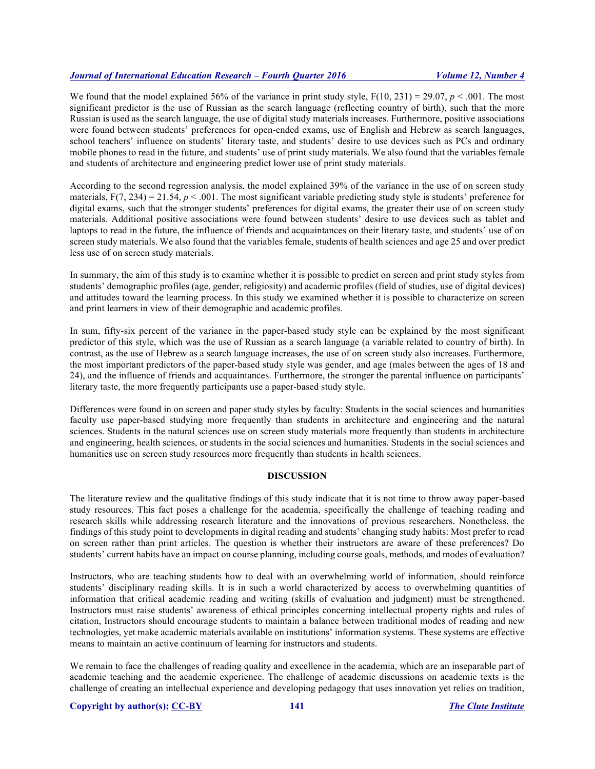We found that the model explained 56% of the variance in print study style, $F(10, 231) = 29.07$, $p < .001$. The most significant predictor is the use of Russian as the search language (reflecting country of birth), such that the more Russian is used as the search language, the use of digital study materials increases. Furthermore, positive associations were found between students' preferences for open-ended exams, use of English and Hebrew as search languages, school teachers' influence on students' literary taste, and students' desire to use devices such as PCs and ordinary mobile phones to read in the future, and students' use of print study materials. We also found that the variables female and students of architecture and engineering predict lower use of print study materials.

According to the second regression analysis, the model explained 39% of the variance in the use of on screen study materials, $F(7, 234) = 21.54$, $p < .001$. The most significant variable predicting study style is students' preference for digital exams, such that the stronger students' preferences for digital exams, the greater their use of on screen study materials. Additional positive associations were found between students' desire to use devices such as tablet and laptops to read in the future, the influence of friends and acquaintances on their literary taste, and students' use of on screen study materials. We also found that the variables female, students of health sciences and age 25 and over predict less use of on screen study materials.

In summary, the aim of this study is to examine whether it is possible to predict on screen and print study styles from students' demographic profiles (age, gender, religiosity) and academic profiles (field of studies, use of digital devices) and attitudes toward the learning process. In this study we examined whether it is possible to characterize on screen and print learners in view of their demographic and academic profiles.

In sum, fifty-six percent of the variance in the paper-based study style can be explained by the most significant predictor of this style, which was the use of Russian as a search language (a variable related to country of birth). In contrast, as the use of Hebrew as a search language increases, the use of on screen study also increases. Furthermore, the most important predictors of the paper-based study style was gender, and age (males between the ages of 18 and 24), and the influence of friends and acquaintances. Furthermore, the stronger the parental influence on participants' literary taste, the more frequently participants use a paper-based study style.

Differences were found in on screen and paper study styles by faculty: Students in the social sciences and humanities faculty use paper-based studying more frequently than students in architecture and engineering and the natural sciences. Students in the natural sciences use on screen study materials more frequently than students in architecture and engineering, health sciences, or students in the social sciences and humanities. Students in the social sciences and humanities use on screen study resources more frequently than students in health sciences.

## DISCUSSION

The literature review and the qualitative findings of this study indicate that it is not time to throw away paper-based study resources. This fact poses a challenge for the academia, specifically the challenge of teaching reading and research skills while addressing research literature and the innovations of previous researchers. Nonetheless, the findings of this study point to developments in digital reading and students' changing study habits: Most prefer to read on screen rather than print articles. The question is whether their instructors are aware of these preferences? Do students' current habits have an impact on course planning, including course goals, methods, and modes of evaluation?

Instructors, who are teaching students how to deal with an overwhelming world of information, should reinforce students' disciplinary reading skills. It is in such a world characterized by access to overwhelming quantities of information that critical academic reading and writing (skills of evaluation and judgment) must be strengthened. Instructors must raise students' awareness of ethical principles concerning intellectual property rights and rules of citation, Instructors should encourage students to maintain a balance between traditional modes of reading and new technologies, yet make academic materials available on institutions' information systems. These systems are effective means to maintain an active continuum of learning for instructors and students.

We remain to face the challenges of reading quality and excellence in the academia, which are an inseparable part of academic teaching and the academic experience. The challenge of academic discussions on academic texts is the challenge of creating an intellectual experience and developing pedagogy that uses innovation yet relies on tradition,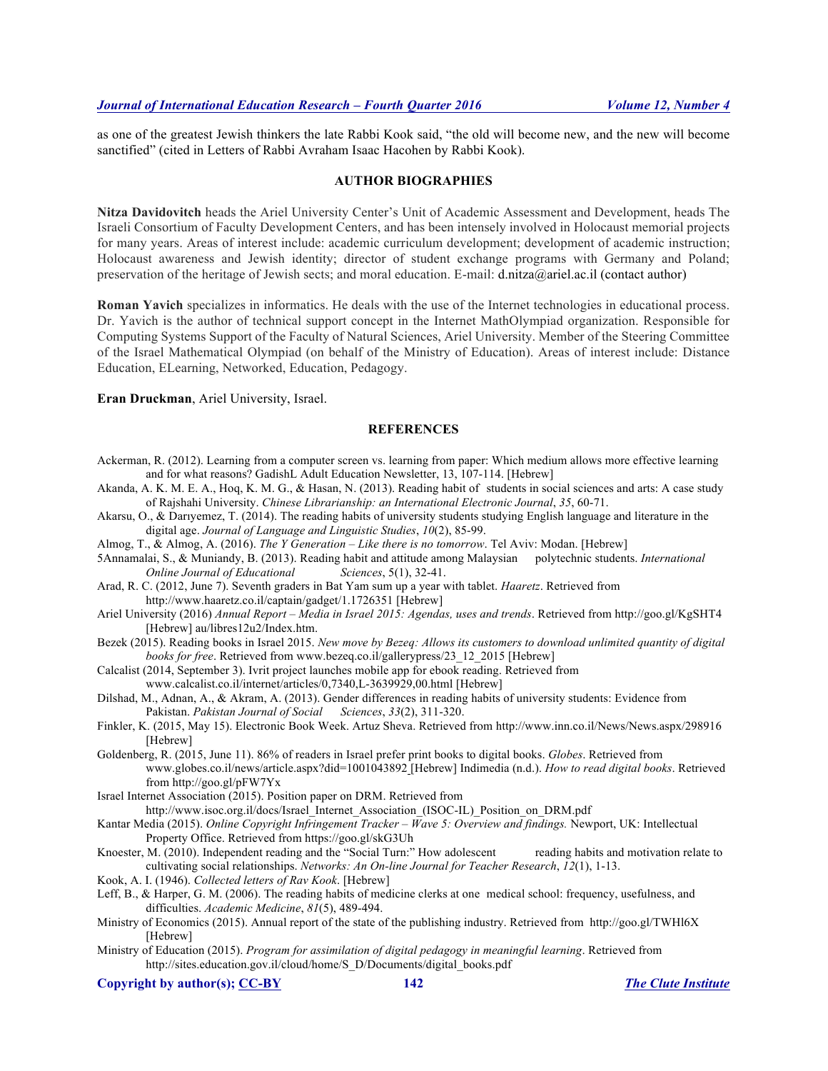as one of the greatest Jewish thinkers the late Rabbi Kook said, "the old will become new, and the new will become sanctified" (cited in Letters of Rabbi Avraham Isaac Hacohen by Rabbi Kook).

## AUTHOR BIOGRAPHIES

**Nitza Davidovitch** heads the Ariel University Center's Unit of Academic Assessment and Development, heads The Israeli Consortium of Faculty Development Centers, and has been intensely involved in Holocaust memorial projects for many years. Areas of interest include: academic curriculum development; development of academic instruction; Holocaust awareness and Jewish identity; director of student exchange programs with Germany and Poland; preservation of the heritage of Jewish sects; and moral education. E-mail: d.nitza@ariel.ac.il (contact author)

**Roman Yavich** specializes in informatics. He deals with the use of the Internet technologies in educational process. Dr. Yavich is the author of technical support concept in the Internet MathOlympiad organization. Responsible for Computing Systems Support of the Faculty of Natural Sciences, Ariel University. Member of the Steering Committee of the Israel Mathematical Olympiad (on behalf of the Ministry of Education). Areas of interest include: Distance Education, ELearning, Networked, Education, Pedagogy.

**Eran Druckman**, Ariel University, Israel.

## REFERENCES

Ackerman, R. (2012). Learning from a computer screen vs. learning from paper: Which medium allows more effective learning and for what reasons? GadishL Adult Education Newsletter, 13, 107-114. [Hebrew]

Akanda, A. K. M. E. A., Hoq, K. M. G., & Hasan, N. (2013). Reading habit of students in social sciences and arts: A case study of Rajshahi University. *Chinese Librarianship: an International Electronic Journal*, *35*, 60-71.

Akarsu, O., & Darıyemez, T. (2014). The reading habits of university students studying English language and literature in the digital age. *Journal of Language and Linguistic Studies*, *10*(2), 85-99.

Almog, T., & Almog, A. (2016). *The Y Generation – Like there is no tomorrow*. Tel Aviv: Modan. [Hebrew]

5Annamalai, S., & Muniandy, B. (2013). Reading habit and attitude among Malaysian polytechnic students. *International Online Journal of Educational Sciences*, 5(1), 32-41.

Arad, R. C. (2012, June 7). Seventh graders in Bat Yam sum up a year with tablet. *Haaretz*. Retrieved from http://www.haaretz.co.il/captain/gadget/1.1726351 [Hebrew]

Ariel University (2016) *Annual Report – Media in Israel 2015: Agendas, uses and trends*. Retrieved from http://goo.gl/KgSHT4 [Hebrew] au/libres12u2/Index.htm.

Bezek (2015). Reading books in Israel 2015. *New move by Bezeq: Allows its customers to download unlimited quantity of digital books for free*. Retrieved from www.bezeq.co.il/gallerypress/23_12_2015 [Hebrew]

Calcalist (2014, September 3). Ivrit project launches mobile app for ebook reading. Retrieved from www.calcalist.co.il/internet/articles/0,7340,L-3639929,00.html [Hebrew]

Dilshad, M., Adnan, A., & Akram, A. (2013). Gender differences in reading habits of university students: Evidence from Pakistan. *Pakistan Journal of Social Sciences*, *33*(2), 311-320.

Finkler, K. (2015, May 15). Electronic Book Week. Artuz Sheva. Retrieved from http://www.inn.co.il/News/News.aspx/298916 [Hebrew]

Goldenberg, R. (2015, June 11). 86% of readers in Israel prefer print books to digital books. *Globes*. Retrieved from www.globes.co.il/news/article.aspx?did=1001043892 [Hebrew] Indimedia (n.d.). *How to read digital books*. Retrieved from http://goo.gl/pFW7Yx

Israel Internet Association (2015). Position paper on DRM. Retrieved from http://www.isoc.org.il/docs/Israel_Internet_Association_(ISOC-IL)_Position_on_DRM.pdf

Kantar Media (2015). *Online Copyright Infringement Tracker – Wave 5: Overview and findings.* Newport, UK: Intellectual Property Office. Retrieved from https://goo.gl/skG3Uh

Knoester, M. (2010). Independent reading and the "Social Turn:" How adolescent reading habits and motivation relate to cultivating social relationships. *Networks: An On-line Journal for Teacher Research*, *12*(1), 1-13.

Kook, A. I. (1946). *Collected letters of Rav Kook*. [Hebrew]

Leff, B., & Harper, G. M. (2006). The reading habits of medicine clerks at one medical school: frequency, usefulness, and difficulties. *Academic Medicine*, *81*(5), 489-494.

Ministry of Economics (2015). Annual report of the state of the publishing industry. Retrieved from http://goo.gl/TWHl6X [Hebrew]

Ministry of Education (2015). *Program for assimilation of digital pedagogy in meaningful learning*. Retrieved from http://sites.education.gov.il/cloud/home/S_D/Documents/digital_books.pdf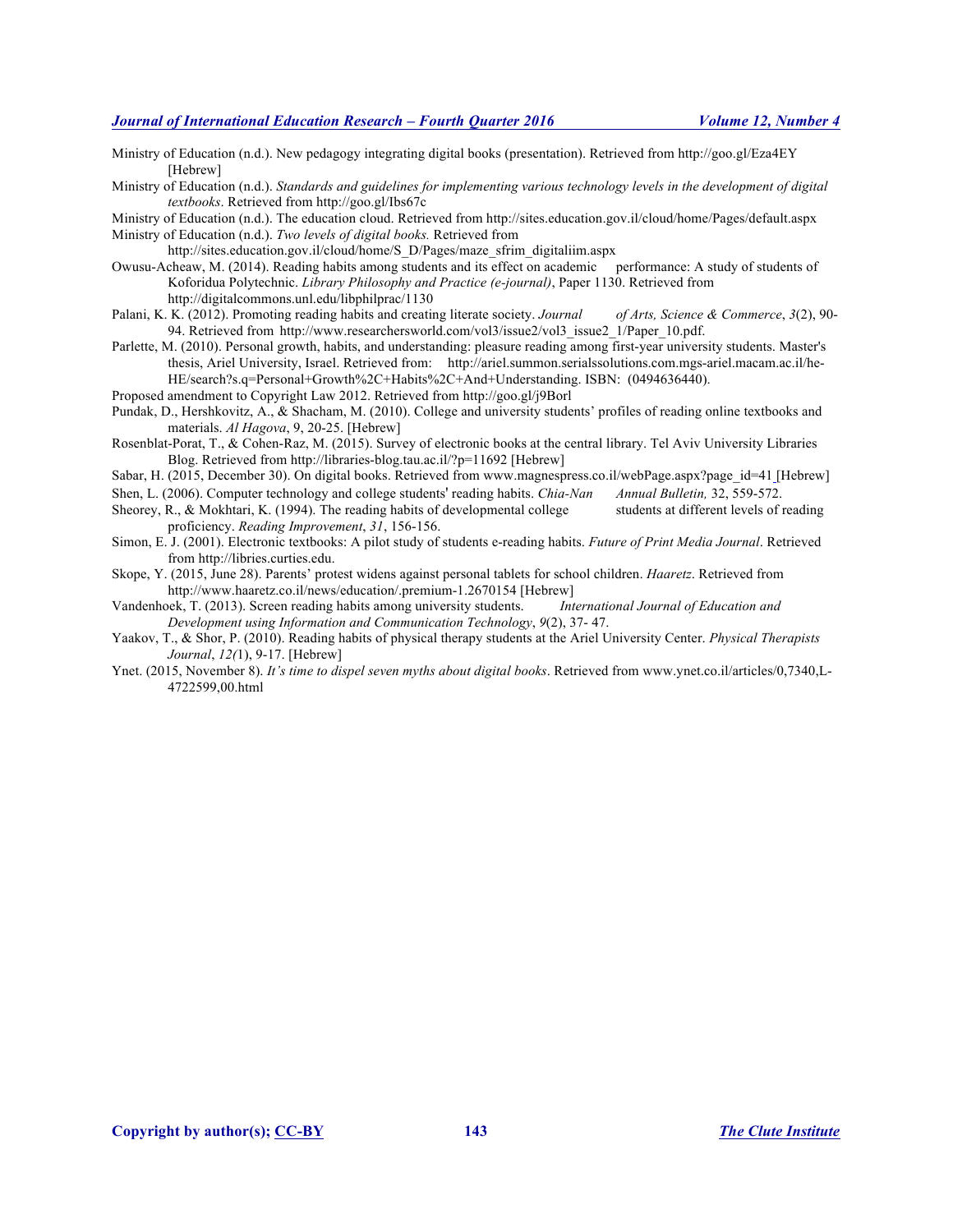Ministry of Education (n.d.). New pedagogy integrating digital books (presentation). Retrieved from http://goo.gl/Eza4EY [Hebrew]

Ministry of Education (n.d.). *Standards and guidelines for implementing various technology levels in the development of digital textbooks*. Retrieved from http://goo.gl/Ibs67c

Ministry of Education (n.d.). The education cloud. Retrieved from http://sites.education.gov.il/cloud/home/Pages/default.aspx

Ministry of Education (n.d.). *Two levels of digital books.* Retrieved from http://sites.education.gov.il/cloud/home/S_D/Pages/maze_sfrim_digitaliim.aspx

Owusu-Acheaw, M. (2014). Reading habits among students and its effect on academic performance: A study of students of Koforidua Polytechnic. *Library Philosophy and Practice (e-journal)*, Paper 1130. Retrieved from http://digitalcommons.unl.edu/libphilprac/1130

Palani, K. K. (2012). Promoting reading habits and creating literate society. *Journal of Arts, Science & Commerce*, *3*(2), 90-94. Retrieved from http://www.researchersworld.com/vol3/issue2/vol3_issue2_1/Paper_10.pdf.

Parlette, M. (2010). Personal growth, habits, and understanding: pleasure reading among first-year university students. Master's thesis, Ariel University, Israel. Retrieved from: http://ariel.summon.serialssolutions.com.mgs-ariel.macam.ac.il/he-HE/search?s.q=Personal+Growth%2C+Habits%2C+And+Understanding. ISBN: (0494636440).

Proposed amendment to Copyright Law 2012. Retrieved from http://goo.gl/j9Borl

Pundak, D., Hershkovitz, A., & Shacham, M. (2010). College and university students' profiles of reading online textbooks and materials. *Al Hagova*, 9, 20-25. [Hebrew]

Rosenblat-Porat, T., & Cohen-Raz, M. (2015). Survey of electronic books at the central library. Tel Aviv University Libraries Blog. Retrieved from http://libraries-blog.tau.ac.il/?p=11692 [Hebrew]

Sabar, H. (2015, December 30). On digital books. Retrieved from www.magnespress.co.il/webPage.aspx?page_id=41 [Hebrew]

Shen, L. (2006). Computer technology and college students' reading habits. *Chia-Nan Annual Bulletin,* 32, 559-572.

Sheorey, R., & Mokhtari, K. (1994). The reading habits of developmental college students at different levels of reading proficiency. *Reading Improvement*, *31*, 156-156.

Simon, E. J. (2001). Electronic textbooks: A pilot study of students e-reading habits. *Future of Print Media Journal*. Retrieved from http://libries.curties.edu.

Skope, Y. (2015, June 28). Parents' protest widens against personal tablets for school children. *Haaretz*. Retrieved from http://www.haaretz.co.il/news/education/.premium-1.2670154 [Hebrew]

Vandenhoek, T. (2013). Screen reading habits among university students. *International Journal of Education and Development using Information and Communication Technology*, *9*(2), 37- 47.

Yaakov, T., & Shor, P. (2010). Reading habits of physical therapy students at the Ariel University Center. *Physical Therapists Journal*, *12(*1), 9-17. [Hebrew]

Ynet. (2015, November 8). *It's time to dispel seven myths about digital books*. Retrieved from www.ynet.co.il/articles/0,7340,L-4722599,00.html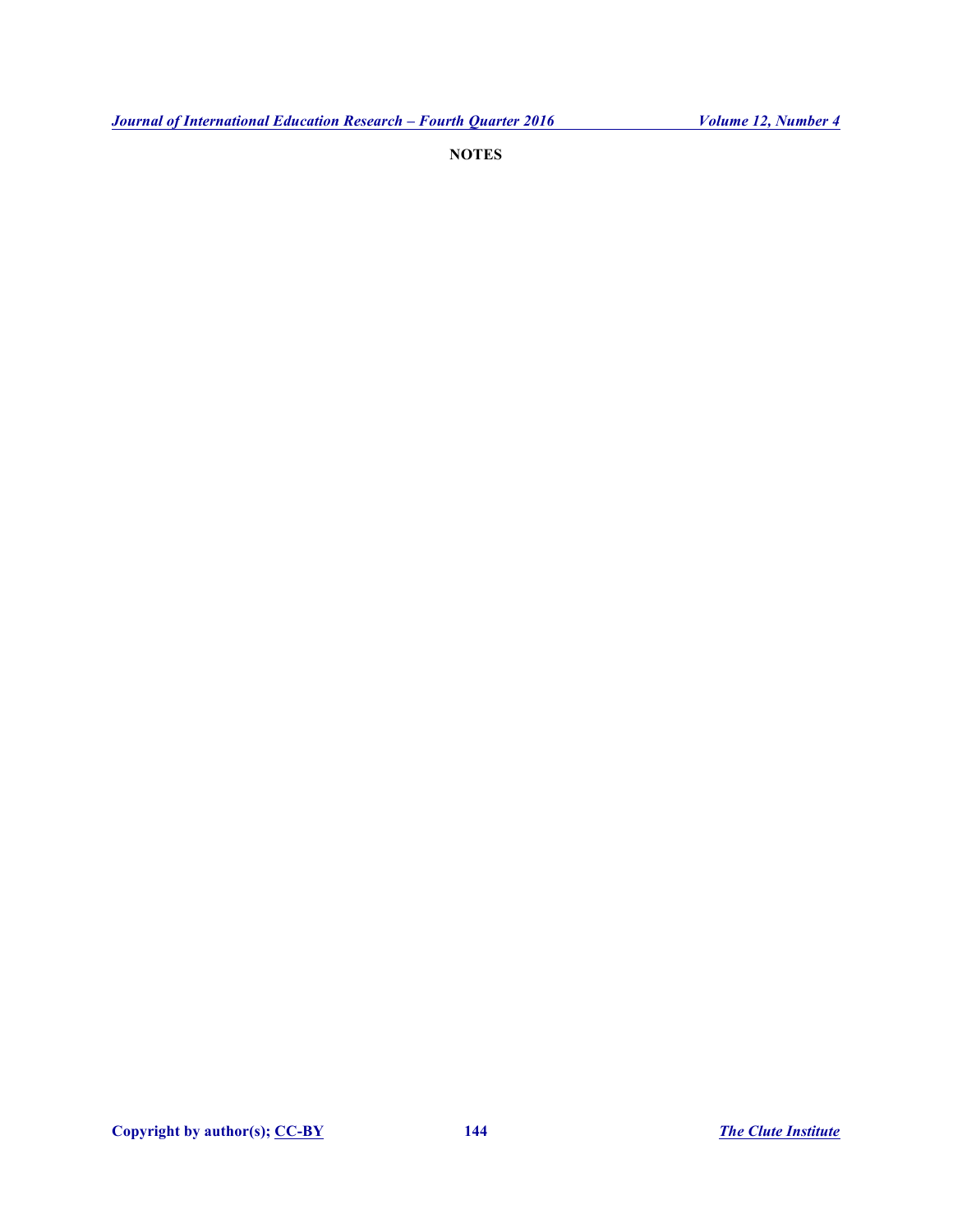**NOTES**